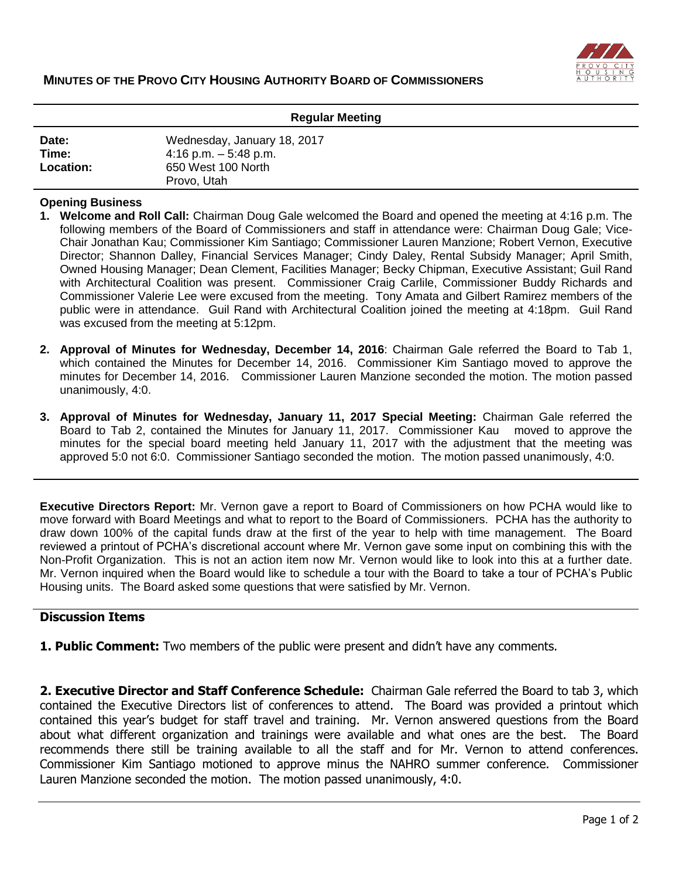# MINUTES OF THE PROVO CITY HOUSING AUTHORITY BOARD OF COMMISSIONERS

**Regular Meeting**

| | |
|---|---|
| **Date:** | Wednesday, January 18, 2017 |
| **Time:** | 4:16 p.m. – 5:48 p.m. |
| **Location:** | 650 West 100 North<br>Provo, Utah |

## Opening Business

1. **Welcome and Roll Call:** Chairman Doug Gale welcomed the Board and opened the meeting at 4:16 p.m. The following members of the Board of Commissioners and staff in attendance were: Chairman Doug Gale; Vice-Chair Jonathan Kau; Commissioner Kim Santiago; Commissioner Lauren Manzione; Robert Vernon, Executive Director; Shannon Dalley, Financial Services Manager; Cindy Daley, Rental Subsidy Manager; April Smith, Owned Housing Manager; Dean Clement, Facilities Manager; Becky Chipman, Executive Assistant; Guil Rand with Architectural Coalition was present. Commissioner Craig Carlile, Commissioner Buddy Richards and Commissioner Valerie Lee were excused from the meeting. Tony Amata and Gilbert Ramirez members of the public were in attendance. Guil Rand with Architectural Coalition joined the meeting at 4:18pm. Guil Rand was excused from the meeting at 5:12pm.

2. **Approval of Minutes for Wednesday, December 14, 2016**: Chairman Gale referred the Board to Tab 1, which contained the Minutes for December 14, 2016. Commissioner Kim Santiago moved to approve the minutes for December 14, 2016. Commissioner Lauren Manzione seconded the motion. The motion passed unanimously, 4:0.

3. **Approval of Minutes for Wednesday, January 11, 2017 Special Meeting:** Chairman Gale referred the Board to Tab 2, contained the Minutes for January 11, 2017. Commissioner Kau moved to approve the minutes for the special board meeting held January 11, 2017 with the adjustment that the meeting was approved 5:0 not 6:0. Commissioner Santiago seconded the motion. The motion passed unanimously, 4:0.

**Executive Directors Report:** Mr. Vernon gave a report to Board of Commissioners on how PCHA would like to move forward with Board Meetings and what to report to the Board of Commissioners. PCHA has the authority to draw down 100% of the capital funds draw at the first of the year to help with time management. The Board reviewed a printout of PCHA's discretional account where Mr. Vernon gave some input on combining this with the Non-Profit Organization. This is not an action item now Mr. Vernon would like to look into this at a further date. Mr. Vernon inquired when the Board would like to schedule a tour with the Board to take a tour of PCHA's Public Housing units. The Board asked some questions that were satisfied by Mr. Vernon.

## Discussion Items

**1. Public Comment:** Two members of the public were present and didn't have any comments.

**2. Executive Director and Staff Conference Schedule:** Chairman Gale referred the Board to tab 3, which contained the Executive Directors list of conferences to attend. The Board was provided a printout which contained this year's budget for staff travel and training. Mr. Vernon answered questions from the Board about what different organization and trainings were available and what ones are the best. The Board recommends there still be training available to all the staff and for Mr. Vernon to attend conferences. Commissioner Kim Santiago motioned to approve minus the NAHRO summer conference. Commissioner Lauren Manzione seconded the motion. The motion passed unanimously, 4:0.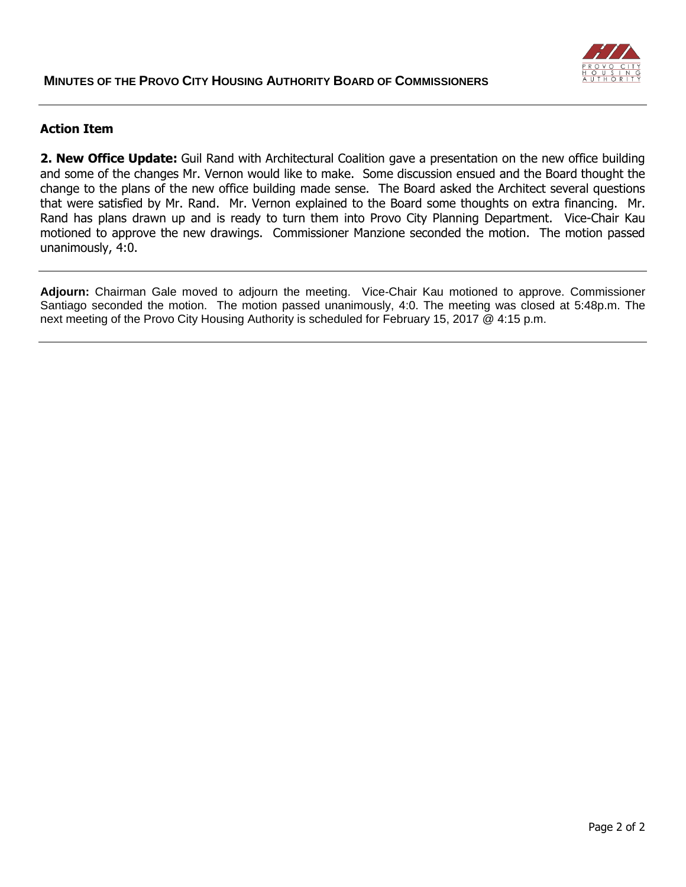## Action Item

**2. New Office Update:** Guil Rand with Architectural Coalition gave a presentation on the new office building and some of the changes Mr. Vernon would like to make. Some discussion ensued and the Board thought the change to the plans of the new office building made sense. The Board asked the Architect several questions that were satisfied by Mr. Rand. Mr. Vernon explained to the Board some thoughts on extra financing. Mr. Rand has plans drawn up and is ready to turn them into Provo City Planning Department. Vice-Chair Kau motioned to approve the new drawings. Commissioner Manzione seconded the motion. The motion passed unanimously, 4:0.

---

**Adjourn:** Chairman Gale moved to adjourn the meeting. Vice-Chair Kau motioned to approve. Commissioner Santiago seconded the motion. The motion passed unanimously, 4:0. The meeting was closed at 5:48p.m. The next meeting of the Provo City Housing Authority is scheduled for February 15, 2017 @ 4:15 p.m.